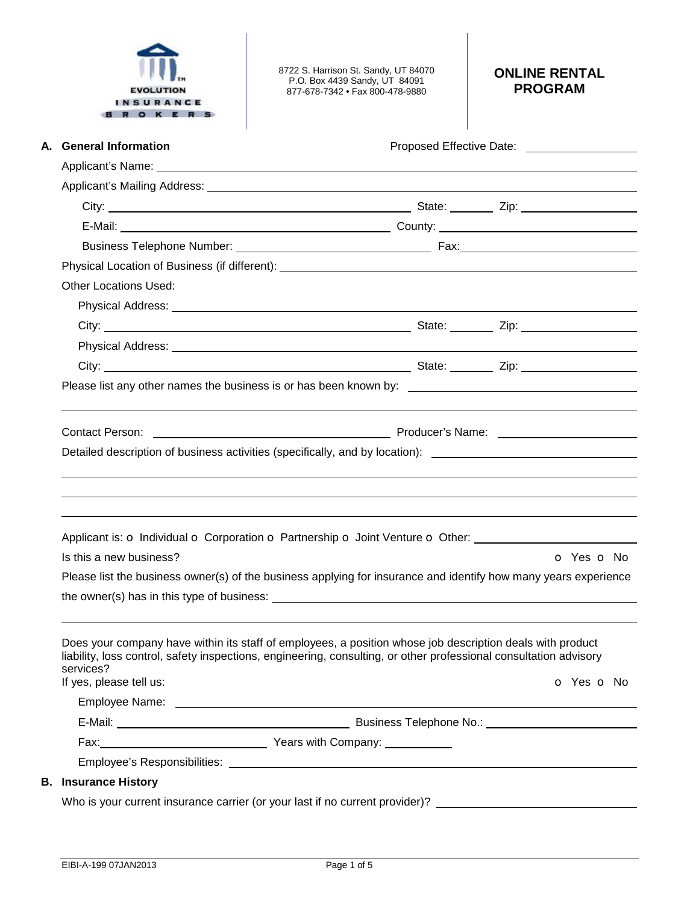EVOLUTION INSURANCE BROKERS

8722 S. Harrison St. Sandy, UT 84070
P.O. Box 4439 Sandy, UT 84091
877-678-7342 • Fax 800-478-9880

# ONLINE RENTAL PROGRAM

## A. General Information

Proposed Effective Date: ____________

Applicant's Name: ____________

Applicant's Mailing Address: ____________

City: ____________ State: ______ Zip: ____________

E-Mail: ____________ County: ____________

Business Telephone Number: ____________ Fax: ____________

Physical Location of Business (if different): ____________

Other Locations Used:

Physical Address: ____________

City: ____________ State: ______ Zip: ____________

Physical Address: ____________

City: ____________ State: ______ Zip: ____________

Please list any other names the business is or has been known by: ____________

Contact Person: ____________ Producer's Name: ____________

Detailed description of business activities (specifically, and by location): ____________

Applicant is: o Individual o Corporation o Partnership o Joint Venture o Other: ____________

Is this a new business? o Yes o No

Please list the business owner(s) of the business applying for insurance and identify how many years experience the owner(s) has in this type of business: ____________

Does your company have within its staff of employees, a position whose job description deals with product liability, loss control, safety inspections, engineering, consulting, or other professional consultation advisory services?
If yes, please tell us: o Yes o No

Employee Name: ____________

E-Mail: ____________ Business Telephone No.: ____________

Fax: ____________ Years with Company: ____________

Employee's Responsibilities: ____________

## B. Insurance History

Who is your current insurance carrier (or your last if no current provider)? ____________

EIBI-A-199 07JAN2013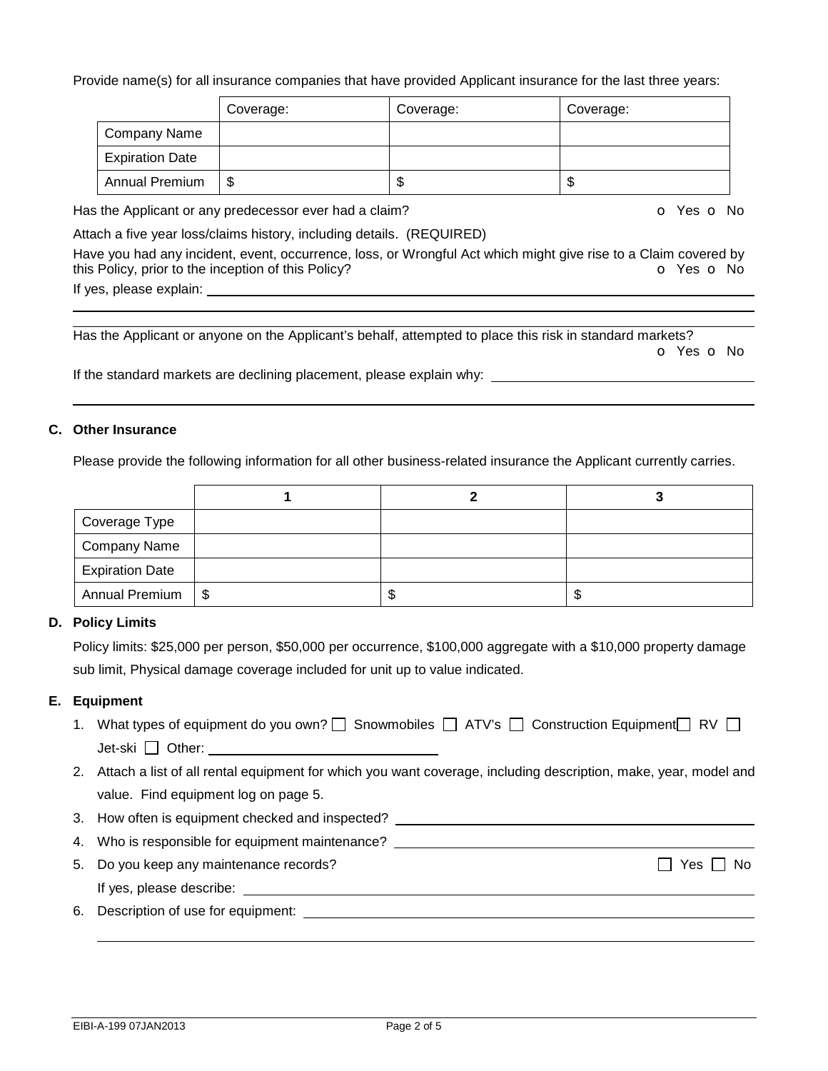Provide name(s) for all insurance companies that have provided Applicant insurance for the last three years:

| | Coverage: | Coverage: | Coverage: |
|---|---|---|---|
| Company Name | | | |
| Expiration Date | | | |
| Annual Premium | $ | $ | $ |

Has the Applicant or any predecessor ever had a claim? o Yes o No

Attach a five year loss/claims history, including details. (REQUIRED)

Have you had any incident, event, occurrence, loss, or Wrongful Act which might give rise to a Claim covered by this Policy, prior to the inception of this Policy? o Yes o No

If yes, please explain: ______________________________________________

______________________________________________

Has the Applicant or anyone on the Applicant's behalf, attempted to place this risk in standard markets? o Yes o No

If the standard markets are declining placement, please explain why: ______________________________________________

______________________________________________

## C. Other Insurance

Please provide the following information for all other business-related insurance the Applicant currently carries.

| | 1 | 2 | 3 |
|---|---|---|---|
| Coverage Type | | | |
| Company Name | | | |
| Expiration Date | | | |
| Annual Premium | $ | $ | $ |

## D. Policy Limits

Policy limits: $25,000 per person, $50,000 per occurrence, $100,000 aggregate with a $10,000 property damage sub limit, Physical damage coverage included for unit up to value indicated.

## E. Equipment

1. What types of equipment do you own? ☐ Snowmobiles ☐ ATV's ☐ Construction Equipment ☐ RV ☐ Jet-ski ☐ Other: ______________________
2. Attach a list of all rental equipment for which you want coverage, including description, make, year, model and value. Find equipment log on page 5.
3. How often is equipment checked and inspected? ______________________
4. Who is responsible for equipment maintenance? ______________________
5. Do you keep any maintenance records? ☐ Yes ☐ No

   If yes, please describe: ______________________
6. Description of use for equipment: ______________________

   ______________________________________________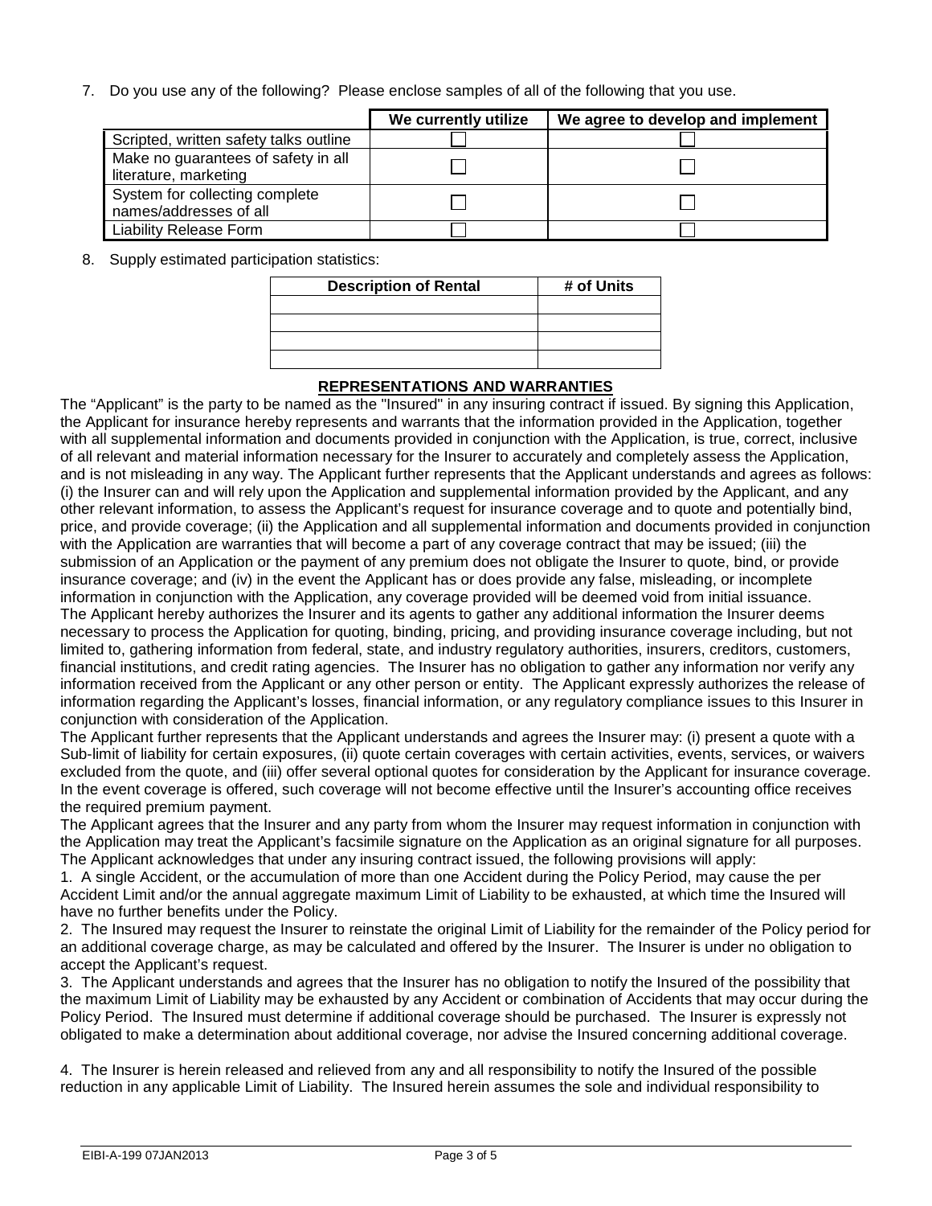7. Do you use any of the following? Please enclose samples of all of the following that you use.

| | We currently utilize | We agree to develop and implement |
|---|---|---|
| Scripted, written safety talks outline | ☐ | ☐ |
| Make no guarantees of safety in all literature, marketing | ☐ | ☐ |
| System for collecting complete names/addresses of all | ☐ | ☐ |
| Liability Release Form | ☐ | ☐ |

8. Supply estimated participation statistics:

| Description of Rental | # of Units |
|---|---|
| | |
| | |
| | |
| | |

## REPRESENTATIONS AND WARRANTIES

The "Applicant" is the party to be named as the "Insured" in any insuring contract if issued. By signing this Application, the Applicant for insurance hereby represents and warrants that the information provided in the Application, together with all supplemental information and documents provided in conjunction with the Application, is true, correct, inclusive of all relevant and material information necessary for the Insurer to accurately and completely assess the Application, and is not misleading in any way. The Applicant further represents that the Applicant understands and agrees as follows: (i) the Insurer can and will rely upon the Application and supplemental information provided by the Applicant, and any other relevant information, to assess the Applicant's request for insurance coverage and to quote and potentially bind, price, and provide coverage; (ii) the Application and all supplemental information and documents provided in conjunction with the Application are warranties that will become a part of any coverage contract that may be issued; (iii) the submission of an Application or the payment of any premium does not obligate the Insurer to quote, bind, or provide insurance coverage; and (iv) in the event the Applicant has or does provide any false, misleading, or incomplete information in conjunction with the Application, any coverage provided will be deemed void from initial issuance.

The Applicant hereby authorizes the Insurer and its agents to gather any additional information the Insurer deems necessary to process the Application for quoting, binding, pricing, and providing insurance coverage including, but not limited to, gathering information from federal, state, and industry regulatory authorities, insurers, creditors, customers, financial institutions, and credit rating agencies. The Insurer has no obligation to gather any information nor verify any information received from the Applicant or any other person or entity. The Applicant expressly authorizes the release of information regarding the Applicant's losses, financial information, or any regulatory compliance issues to this Insurer in conjunction with consideration of the Application.

The Applicant further represents that the Applicant understands and agrees the Insurer may: (i) present a quote with a Sub-limit of liability for certain exposures, (ii) quote certain coverages with certain activities, events, services, or waivers excluded from the quote, and (iii) offer several optional quotes for consideration by the Applicant for insurance coverage. In the event coverage is offered, such coverage will not become effective until the Insurer's accounting office receives the required premium payment.

The Applicant agrees that the Insurer and any party from whom the Insurer may request information in conjunction with the Application may treat the Applicant's facsimile signature on the Application as an original signature for all purposes.

The Applicant acknowledges that under any insuring contract issued, the following provisions will apply:

1. A single Accident, or the accumulation of more than one Accident during the Policy Period, may cause the per Accident Limit and/or the annual aggregate maximum Limit of Liability to be exhausted, at which time the Insured will have no further benefits under the Policy.
2. The Insured may request the Insurer to reinstate the original Limit of Liability for the remainder of the Policy period for an additional coverage charge, as may be calculated and offered by the Insurer. The Insurer is under no obligation to accept the Applicant's request.
3. The Applicant understands and agrees that the Insurer has no obligation to notify the Insured of the possibility that the maximum Limit of Liability may be exhausted by any Accident or combination of Accidents that may occur during the Policy Period. The Insured must determine if additional coverage should be purchased. The Insurer is expressly not obligated to make a determination about additional coverage, nor advise the Insured concerning additional coverage.

4. The Insurer is herein released and relieved from any and all responsibility to notify the Insured of the possible reduction in any applicable Limit of Liability. The Insured herein assumes the sole and individual responsibility to

EIBI-A-199 07JAN2013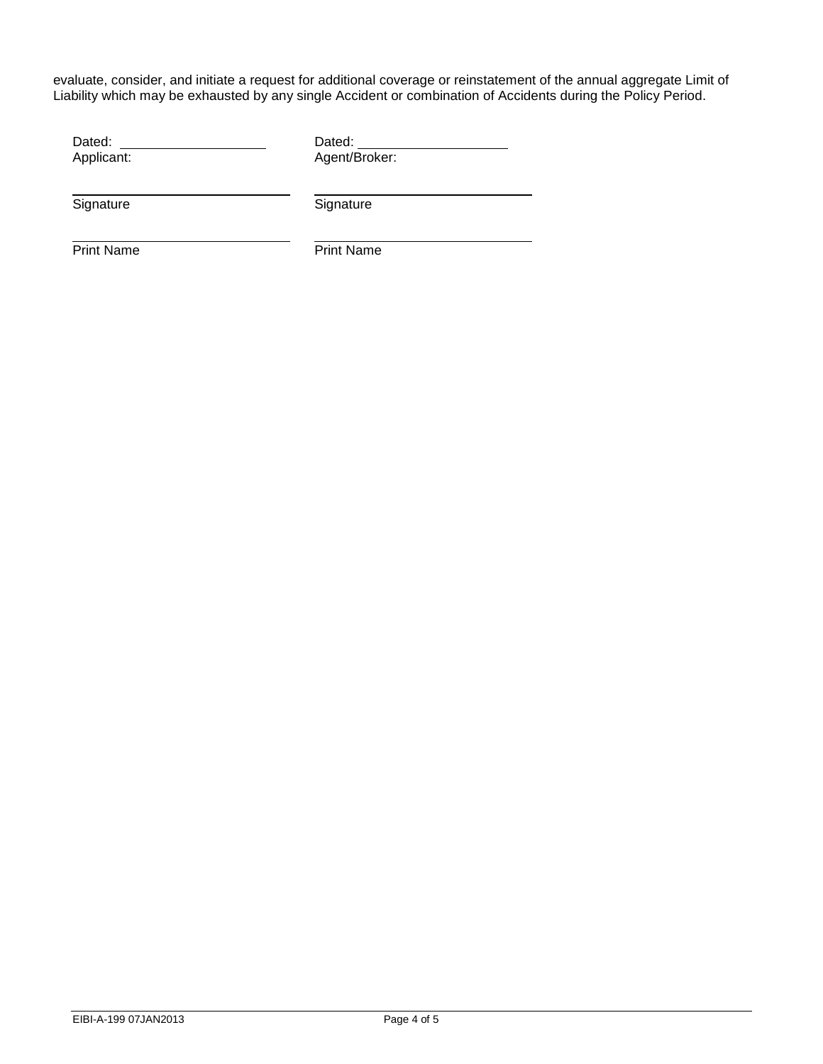evaluate, consider, and initiate a request for additional coverage or reinstatement of the annual aggregate Limit of Liability which may be exhausted by any single Accident or combination of Accidents during the Policy Period.

| | |
|---|---|
| Dated: ____________________ | Dated: ____________________ |
| Applicant: | Agent/Broker: |
| ______________________________ | ______________________________ |
| Signature | Signature |
| ______________________________ | ______________________________ |
| Print Name | Print Name |

EIBI-A-199 07JAN2013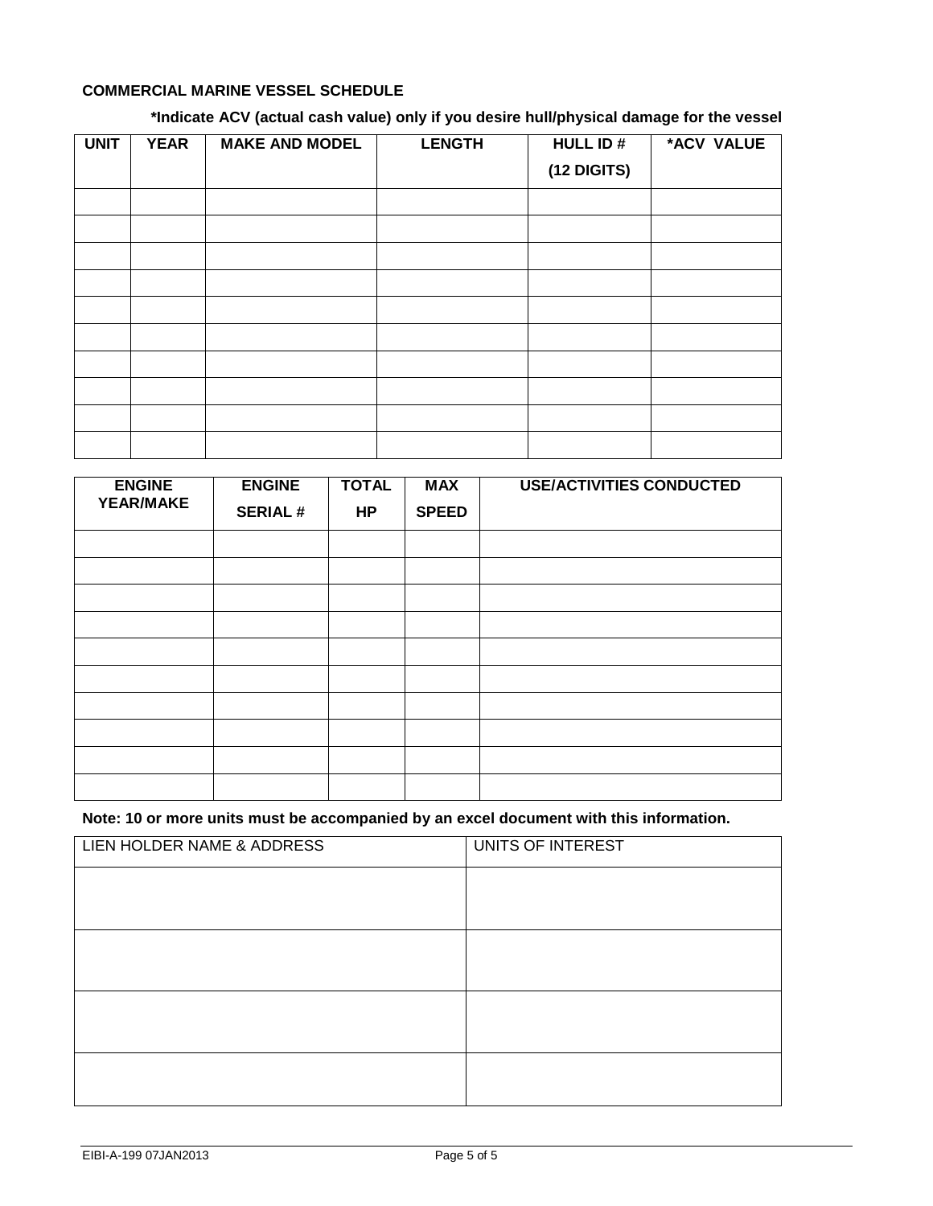**COMMERCIAL MARINE VESSEL SCHEDULE**

**\*Indicate ACV (actual cash value) only if you desire hull/physical damage for the vessel**

| UNIT | YEAR | MAKE AND MODEL | LENGTH | HULL ID # (12 DIGITS) | *ACV VALUE |
|---|---|---|---|---|---|
| | | | | | |
| | | | | | |
| | | | | | |
| | | | | | |
| | | | | | |
| | | | | | |
| | | | | | |
| | | | | | |
| | | | | | |
| | | | | | |

| ENGINE YEAR/MAKE | ENGINE SERIAL # | TOTAL HP | MAX SPEED | USE/ACTIVITIES CONDUCTED |
|---|---|---|---|---|
| | | | | |
| | | | | |
| | | | | |
| | | | | |
| | | | | |
| | | | | |
| | | | | |
| | | | | |
| | | | | |
| | | | | |

**Note: 10 or more units must be accompanied by an excel document with this information.**

| LIEN HOLDER NAME & ADDRESS | UNITS OF INTEREST |
|---|---|
| | |
| | |
| | |
| | |

EIBI-A-199 07JAN2013